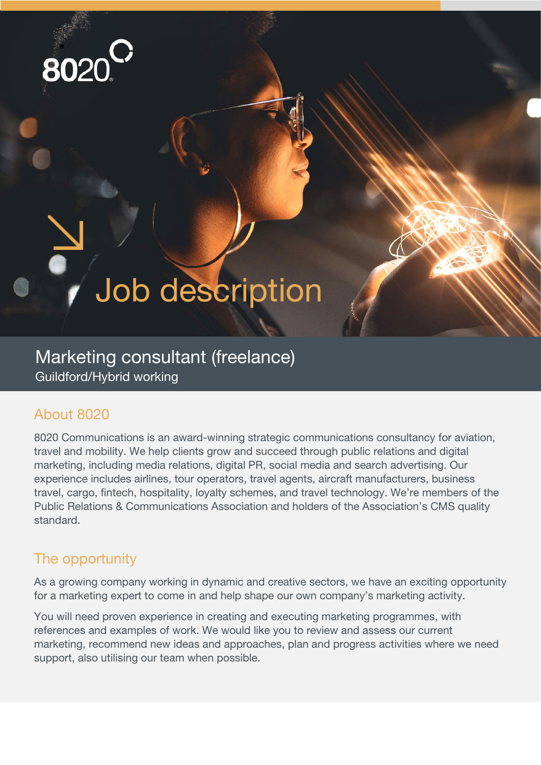8020

# Job description

## Marketing consultant (freelance)

Guildford/Hybrid working

## About 8020

8020 Communications is an award-winning strategic communications consultancy for aviation, travel and mobility. We help clients grow and succeed through public relations and digital marketing, including media relations, digital PR, social media and search advertising. Our experience includes airlines, tour operators, travel agents, aircraft manufacturers, business travel, cargo, fintech, hospitality, loyalty schemes, and travel technology. We're members of the Public Relations & Communications Association and holders of the Association's CMS quality standard.

## The opportunity

As a growing company working in dynamic and creative sectors, we have an exciting opportunity for a marketing expert to come in and help shape our own company's marketing activity.

You will need proven experience in creating and executing marketing programmes, with references and examples of work. We would like you to review and assess our current marketing, recommend new ideas and approaches, plan and progress activities where we need support, also utilising our team when possible.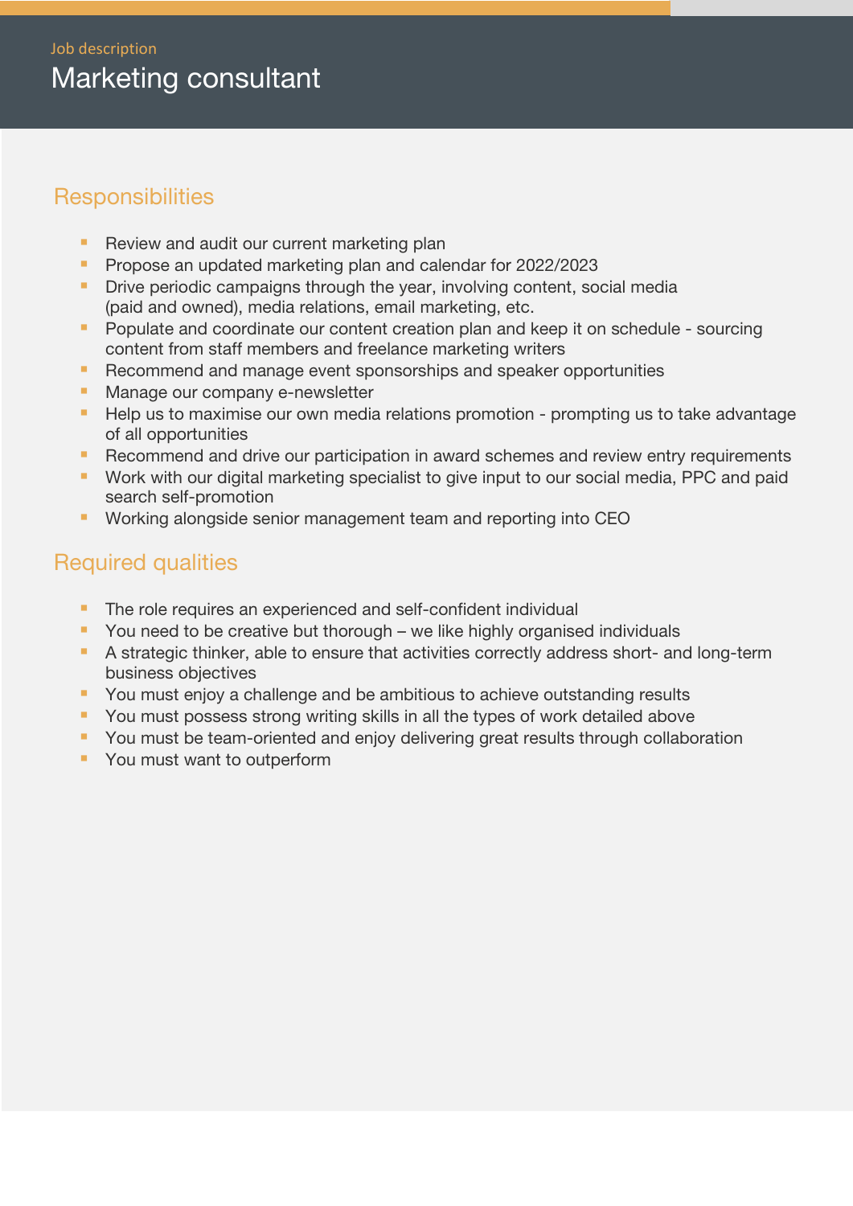Job description

# Marketing consultant

## Responsibilities

- Review and audit our current marketing plan
- Propose an updated marketing plan and calendar for 2022/2023
- Drive periodic campaigns through the year, involving content, social media (paid and owned), media relations, email marketing, etc.
- Populate and coordinate our content creation plan and keep it on schedule - sourcing content from staff members and freelance marketing writers
- Recommend and manage event sponsorships and speaker opportunities
- Manage our company e-newsletter
- Help us to maximise our own media relations promotion - prompting us to take advantage of all opportunities
- Recommend and drive our participation in award schemes and review entry requirements
- Work with our digital marketing specialist to give input to our social media, PPC and paid search self-promotion
- Working alongside senior management team and reporting into CEO

## Required qualities

- The role requires an experienced and self-confident individual
- You need to be creative but thorough – we like highly organised individuals
- A strategic thinker, able to ensure that activities correctly address short- and long-term business objectives
- You must enjoy a challenge and be ambitious to achieve outstanding results
- You must possess strong writing skills in all the types of work detailed above
- You must be team-oriented and enjoy delivering great results through collaboration
- You must want to outperform